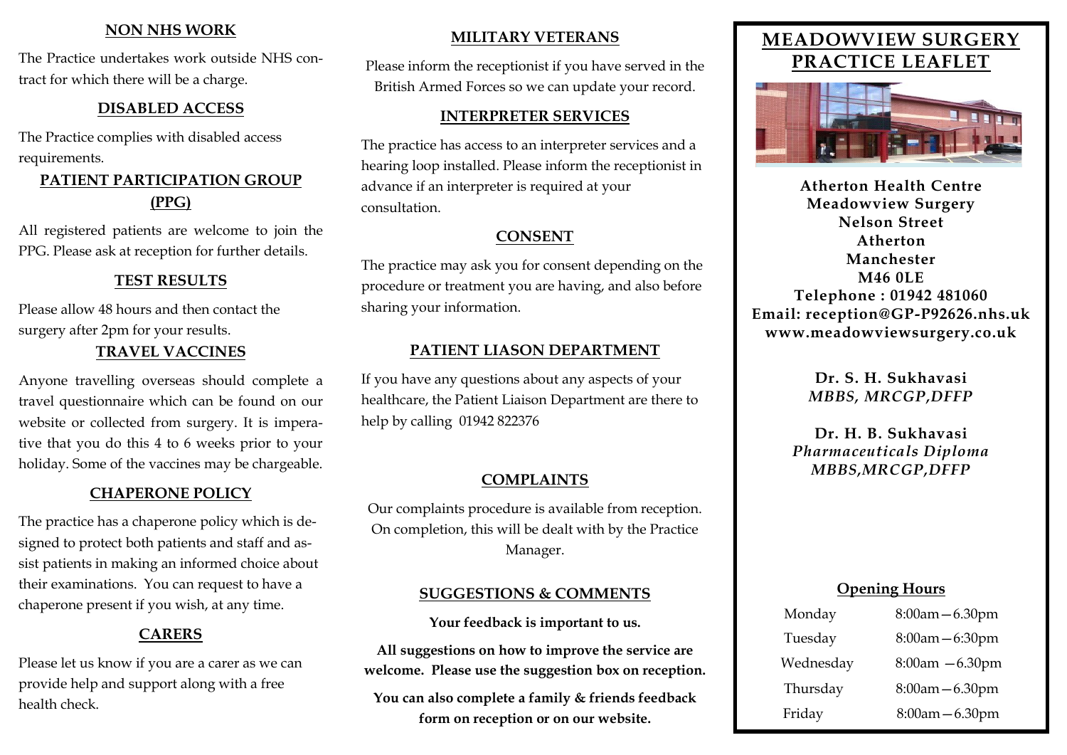## NON NHS WORK

The Practice undertakes work outside NHS contract for which there will be a charge.

## DISABLED ACCESS

The Practice complies with disabled access requirements.

## PATIENT PARTICIPATION GROUP (PPG)

All registered patients are welcome to join the PPG. Please ask at reception for further details.

## TEST RESULTS

Please allow 48 hours and then contact the surgery after 2pm for your results.

## TRAVEL VACCINES

Anyone travelling overseas should complete a travel questionnaire which can be found on our website or collected from surgery. It is imperative that you do this 4 to 6 weeks prior to your holiday. Some of the vaccines may be chargeable.

## CHAPERONE POLICY

The practice has a chaperone policy which is designed to protect both patients and staff and assist patients in making an informed choice about their examinations. You can request to have a chaperone present if you wish, at any time.

## CARERS

Please let us know if you are a carer as we can provide help and support along with a free health check.

## MILITARY VETERANS

Please inform the receptionist if you have served in the British Armed Forces so we can update your record.

## INTERPRETER SERVICES

The practice has access to an interpreter services and a hearing loop installed. Please inform the receptionist in advance if an interpreter is required at your consultation.

## CONSENT

The practice may ask you for consent depending on the procedure or treatment you are having, and also before sharing your information.

## PATIENT LIASON DEPARTMENT

If you have any questions about any aspects of your healthcare, the Patient Liaison Department are there to help by calling 01942 822376

## COMPLAINTS

Our complaints procedure is available from reception. On completion, this will be dealt with by the Practice Manager.

## SUGGESTIONS & COMMENTS

**Your feedback is important to us.**

**All suggestions on how to improve the service are welcome. Please use the suggestion box on reception.**

**You can also complete a family & friends feedback form on reception or on our website.**

# MEADOWVIEW SURGERY PRACTICE LEAFLET

**Atherton Health Centre**
**Meadowview Surgery**
**Nelson Street**
**Atherton**
**Manchester**
**M46 0LE**
**Telephone : 01942 481060**
**Email: reception@GP-P92626.nhs.uk**
**www.meadowviewsurgery.co.uk**

**Dr. S. H. Sukhavasi**
***MBBS, MRCGP,DFFP***

**Dr. H. B. Sukhavasi**
***Pharmaceuticals Diploma***
***MBBS,MRCGP,DFFP***

## Opening Hours

| Day | Hours |
|---|---|
| Monday | 8:00am—6.30pm |
| Tuesday | 8:00am—6:30pm |
| Wednesday | 8:00am —6.30pm |
| Thursday | 8:00am—6.30pm |
| Friday | 8:00am—6.30pm |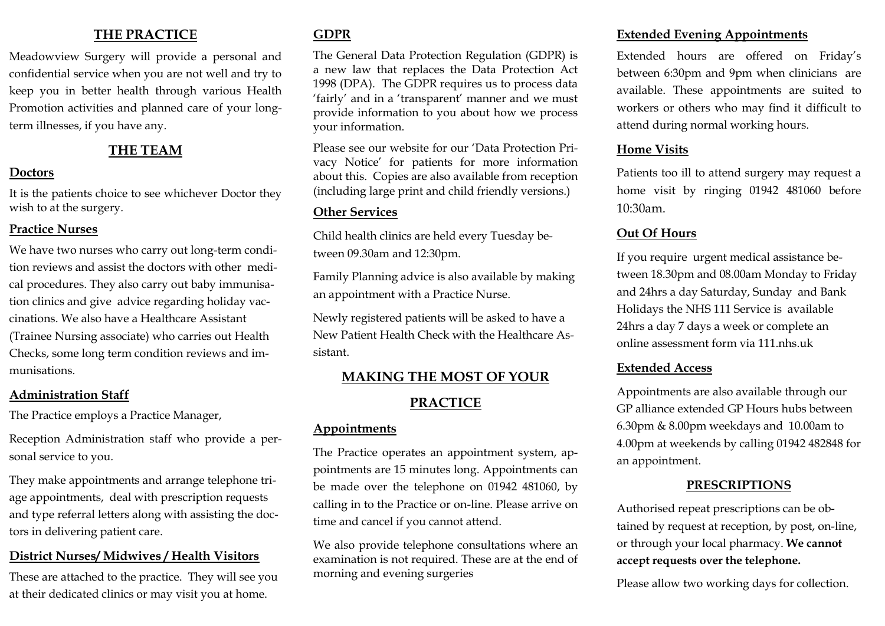## THE PRACTICE

Meadowview Surgery will provide a personal and confidential service when you are not well and try to keep you in better health through various Health Promotion activities and planned care of your long-term illnesses, if you have any.

## THE TEAM

### Doctors

It is the patients choice to see whichever Doctor they wish to at the surgery.

### Practice Nurses

We have two nurses who carry out long-term condition reviews and assist the doctors with other medical procedures. They also carry out baby immunisation clinics and give advice regarding holiday vaccinations. We also have a Healthcare Assistant (Trainee Nursing associate) who carries out Health Checks, some long term condition reviews and immunisations.

### Administration Staff

The Practice employs a Practice Manager,

Reception Administration staff who provide a personal service to you.

They make appointments and arrange telephone triage appointments, deal with prescription requests and type referral letters along with assisting the doctors in delivering patient care.

### District Nurses/ Midwives / Health Visitors

These are attached to the practice. They will see you at their dedicated clinics or may visit you at home.

### GDPR

The General Data Protection Regulation (GDPR) is a new law that replaces the Data Protection Act 1998 (DPA). The GDPR requires us to process data 'fairly' and in a 'transparent' manner and we must provide information to you about how we process your information.

Please see our website for our 'Data Protection Privacy Notice' for patients for more information about this. Copies are also available from reception (including large print and child friendly versions.)

### Other Services

Child health clinics are held every Tuesday between 09.30am and 12:30pm.

Family Planning advice is also available by making an appointment with a Practice Nurse.

Newly registered patients will be asked to have a New Patient Health Check with the Healthcare Assistant.

## MAKING THE MOST OF YOUR PRACTICE

### Appointments

The Practice operates an appointment system, appointments are 15 minutes long. Appointments can be made over the telephone on 01942 481060, by calling in to the Practice or on-line. Please arrive on time and cancel if you cannot attend.

We also provide telephone consultations where an examination is not required. These are at the end of morning and evening surgeries

### Extended Evening Appointments

Extended hours are offered on Friday's between 6:30pm and 9pm when clinicians are available. These appointments are suited to workers or others who may find it difficult to attend during normal working hours.

### Home Visits

Patients too ill to attend surgery may request a home visit by ringing 01942 481060 before 10:30am.

### Out Of Hours

If you require urgent medical assistance between 18.30pm and 08.00am Monday to Friday and 24hrs a day Saturday, Sunday and Bank Holidays the NHS 111 Service is available 24hrs a day 7 days a week or complete an online assessment form via 111.nhs.uk

### Extended Access

Appointments are also available through our GP alliance extended GP Hours hubs between 6.30pm & 8.00pm weekdays and 10.00am to 4.00pm at weekends by calling 01942 482848 for an appointment.

## PRESCRIPTIONS

Authorised repeat prescriptions can be obtained by request at reception, by post, on-line, or through your local pharmacy. **We cannot accept requests over the telephone.**

Please allow two working days for collection.